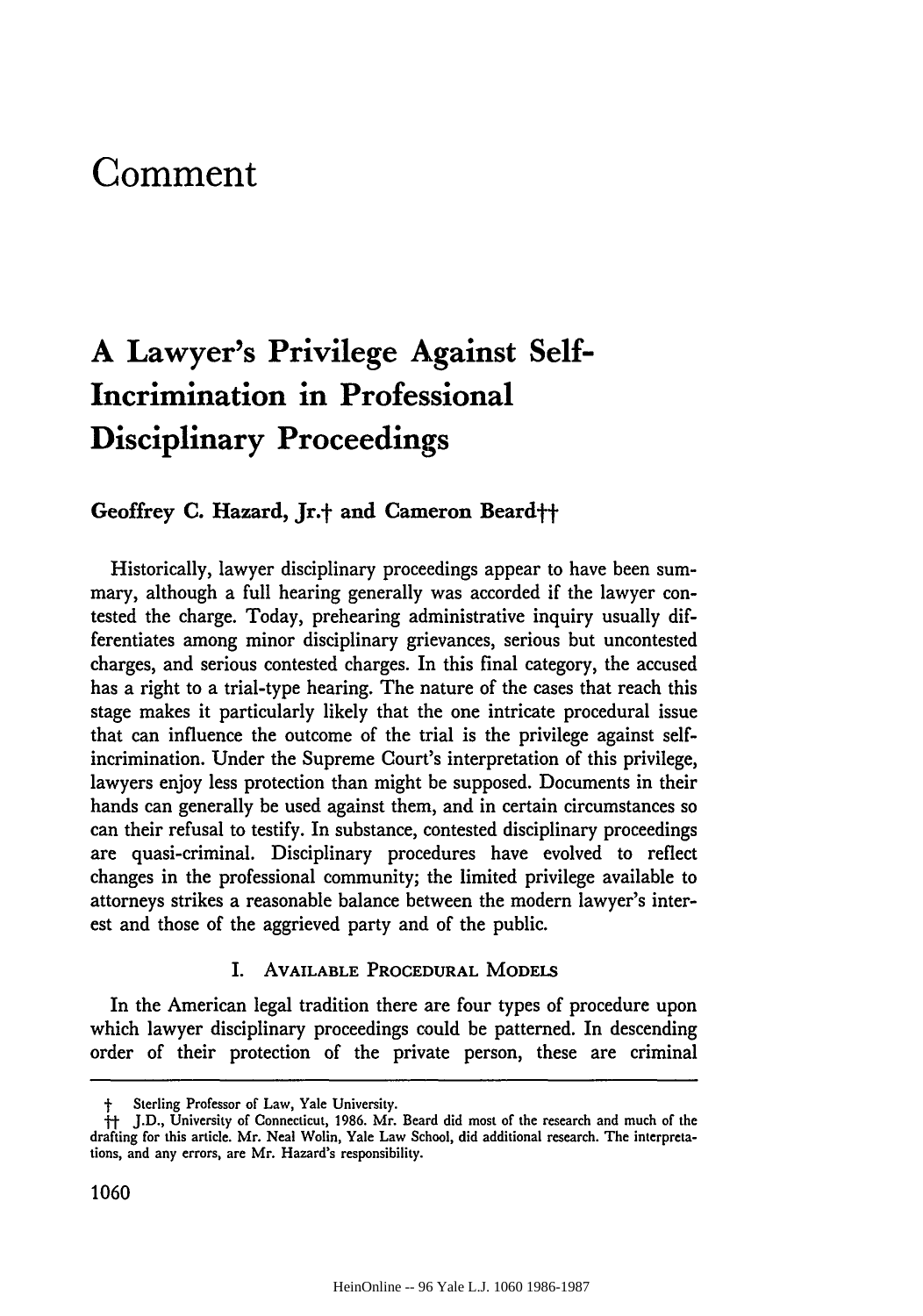# Comment

## A Lawyer's Privilege Against Self-Incrimination in Professional Disciplinary Proceedings

**Geoffrey C. Hazard, Jr.† and Cameron Beard††**

Historically, lawyer disciplinary proceedings appear to have been summary, although a full hearing generally was accorded if the lawyer contested the charge. Today, prehearing administrative inquiry usually differentiates among minor disciplinary grievances, serious but uncontested charges, and serious contested charges. In this final category, the accused has a right to a trial-type hearing. The nature of the cases that reach this stage makes it particularly likely that the one intricate procedural issue that can influence the outcome of the trial is the privilege against self-incrimination. Under the Supreme Court's interpretation of this privilege, lawyers enjoy less protection than might be supposed. Documents in their hands can generally be used against them, and in certain circumstances so can their refusal to testify. In substance, contested disciplinary proceedings are quasi-criminal. Disciplinary procedures have evolved to reflect changes in the professional community; the limited privilege available to attorneys strikes a reasonable balance between the modern lawyer's interest and those of the aggrieved party and of the public.

### I. Available Procedural Models

In the American legal tradition there are four types of procedure upon which lawyer disciplinary proceedings could be patterned. In descending order of their protection of the private person, these are criminal

---

† Sterling Professor of Law, Yale University.

†† J.D., University of Connecticut, 1986. Mr. Beard did most of the research and much of the drafting for this article. Mr. Neal Wolin, Yale Law School, did additional research. The interpretations, and any errors, are Mr. Hazard's responsibility.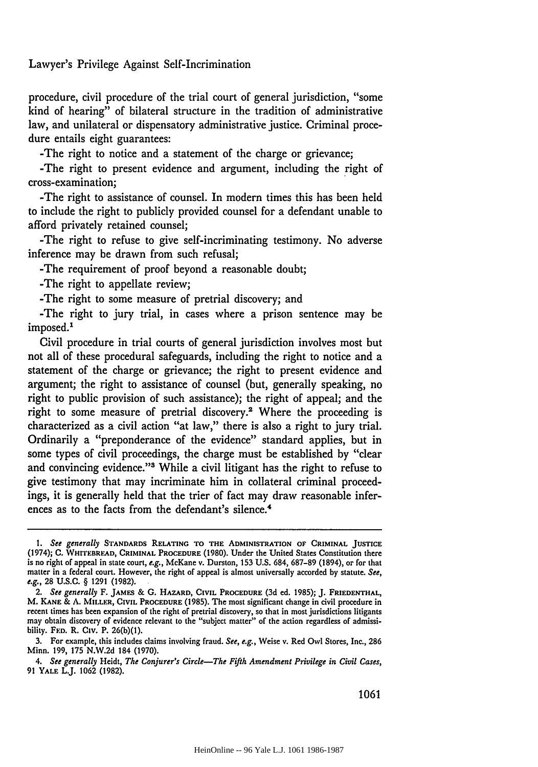procedure, civil procedure of the trial court of general jurisdiction, "some kind of hearing" of bilateral structure in the tradition of administrative law, and unilateral or dispensatory administrative justice. Criminal procedure entails eight guarantees:

-The right to notice and a statement of the charge or grievance;

-The right to present evidence and argument, including the right of cross-examination;

-The right to assistance of counsel. In modern times this has been held to include the right to publicly provided counsel for a defendant unable to afford privately retained counsel;

-The right to refuse to give self-incriminating testimony. No adverse inference may be drawn from such refusal;

-The requirement of proof beyond a reasonable doubt;

-The right to appellate review;

-The right to some measure of pretrial discovery; and

-The right to jury trial, in cases where a prison sentence may be imposed.[1]

Civil procedure in trial courts of general jurisdiction involves most but not all of these procedural safeguards, including the right to notice and a statement of the charge or grievance; the right to present evidence and argument; the right to assistance of counsel (but, generally speaking, no right to public provision of such assistance); the right of appeal; and the right to some measure of pretrial discovery.[2] Where the proceeding is characterized as a civil action "at law," there is also a right to jury trial. Ordinarily a "preponderance of the evidence" standard applies, but in some types of civil proceedings, the charge must be established by "clear and convincing evidence."[3] While a civil litigant has the right to refuse to give testimony that may incriminate him in collateral criminal proceedings, it is generally held that the trier of fact may draw reasonable inferences as to the facts from the defendant's silence.[4]

---

1. *See generally* STANDARDS RELATING TO THE ADMINISTRATION OF CRIMINAL JUSTICE (1974); C. WHITEBREAD, CRIMINAL PROCEDURE (1980). Under the United States Constitution there is no right of appeal in state court, *e.g.*, McKane v. Durston, 153 U.S. 684, 687-89 (1894), or for that matter in a federal court. However, the right of appeal is almost universally accorded by statute. *See, e.g.*, 28 U.S.C. § 1291 (1982).

2. *See generally* F. JAMES & G. HAZARD, CIVIL PROCEDURE (3d ed. 1985); J. FRIEDENTHAL, M. KANE & A. MILLER, CIVIL PROCEDURE (1985). The most significant change in civil procedure in recent times has been expansion of the right of pretrial discovery, so that in most jurisdictions litigants may obtain discovery of evidence relevant to the "subject matter" of the action regardless of admissibility. FED. R. CIV. P. 26(b)(1).

3. For example, this includes claims involving fraud. *See, e.g.*, Weise v. Red Owl Stores, Inc., 286 Minn. 199, 175 N.W.2d 184 (1970).

4. *See generally* Heidt, *The Conjurer's Circle—The Fifth Amendment Privilege in Civil Cases*, 91 YALE L.J. 1062 (1982).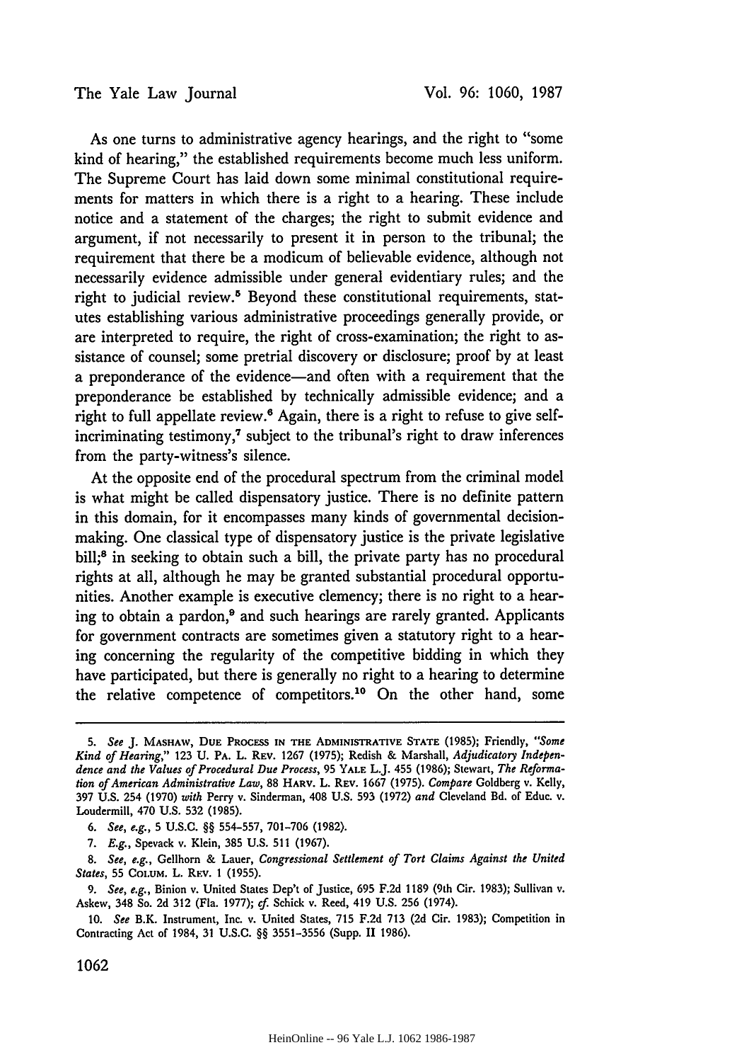As one turns to administrative agency hearings, and the right to "some kind of hearing," the established requirements become much less uniform. The Supreme Court has laid down some minimal constitutional requirements for matters in which there is a right to a hearing. These include notice and a statement of the charges; the right to submit evidence and argument, if not necessarily to present it in person to the tribunal; the requirement that there be a modicum of believable evidence, although not necessarily evidence admissible under general evidentiary rules; and the right to judicial review.[5] Beyond these constitutional requirements, statutes establishing various administrative proceedings generally provide, or are interpreted to require, the right of cross-examination; the right to assistance of counsel; some pretrial discovery or disclosure; proof by at least a preponderance of the evidence—and often with a requirement that the preponderance be established by technically admissible evidence; and a right to full appellate review.[6] Again, there is a right to refuse to give self-incriminating testimony,[7] subject to the tribunal's right to draw inferences from the party-witness's silence.

At the opposite end of the procedural spectrum from the criminal model is what might be called dispensatory justice. There is no definite pattern in this domain, for it encompasses many kinds of governmental decision-making. One classical type of dispensatory justice is the private legislative bill;[8] in seeking to obtain such a bill, the private party has no procedural rights at all, although he may be granted substantial procedural opportunities. Another example is executive clemency; there is no right to a hearing to obtain a pardon,[9] and such hearings are rarely granted. Applicants for government contracts are sometimes given a statutory right to a hearing concerning the regularity of the competitive bidding in which they have participated, but there is generally no right to a hearing to determine the relative competence of competitors.[10] On the other hand, some

---

5. *See* J. MASHAW, DUE PROCESS IN THE ADMINISTRATIVE STATE (1985); Friendly, *"Some Kind of Hearing,"* 123 U. PA. L. REV. 1267 (1975); Redish & Marshall, *Adjudicatory Independence and the Values of Procedural Due Process*, 95 YALE L.J. 455 (1986); Stewart, *The Reformation of American Administrative Law*, 88 HARV. L. REV. 1667 (1975). *Compare* Goldberg v. Kelly, 397 U.S. 254 (1970) *with* Perry v. Sinderman, 408 U.S. 593 (1972) *and* Cleveland Bd. of Educ. v. Loudermill, 470 U.S. 532 (1985).

6. *See, e.g.*, 5 U.S.C. §§ 554-557, 701-706 (1982).

7. *E.g.*, Spevack v. Klein, 385 U.S. 511 (1967).

8. *See, e.g.*, Gellhorn & Lauer, *Congressional Settlement of Tort Claims Against the United States*, 55 COLUM. L. REV. 1 (1955).

9. *See, e.g.*, Binion v. United States Dep't of Justice, 695 F.2d 1189 (9th Cir. 1983); Sullivan v. Askew, 348 So. 2d 312 (Fla. 1977); *cf.* Schick v. Reed, 419 U.S. 256 (1974).

10. *See* B.K. Instrument, Inc. v. United States, 715 F.2d 713 (2d Cir. 1983); Competition in Contracting Act of 1984, 31 U.S.C. §§ 3551-3556 (Supp. II 1986).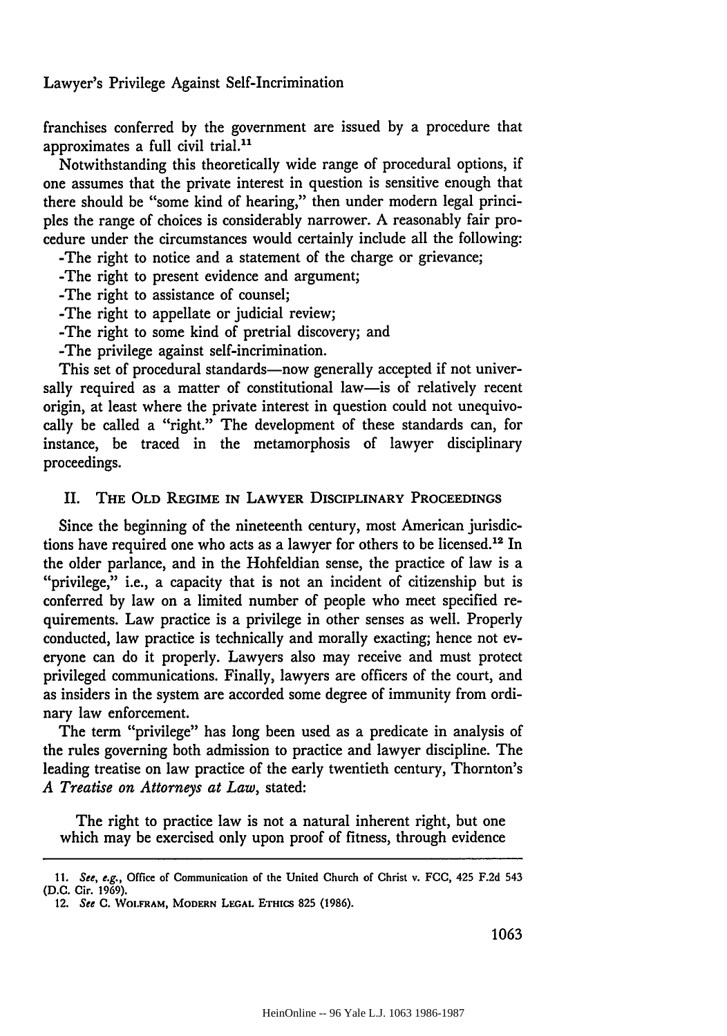franchises conferred by the government are issued by a procedure that approximates a full civil trial.[11]

Notwithstanding this theoretically wide range of procedural options, if one assumes that the private interest in question is sensitive enough that there should be "some kind of hearing," then under modern legal principles the range of choices is considerably narrower. A reasonably fair procedure under the circumstances would certainly include all the following:

- The right to notice and a statement of the charge or grievance;
- The right to present evidence and argument;
- The right to assistance of counsel;
- The right to appellate or judicial review;
- The right to some kind of pretrial discovery; and
- The privilege against self-incrimination.

This set of procedural standards—now generally accepted if not universally required as a matter of constitutional law—is of relatively recent origin, at least where the private interest in question could not unequivocally be called a "right." The development of these standards can, for instance, be traced in the metamorphosis of lawyer disciplinary proceedings.

## II. The Old Regime in Lawyer Disciplinary Proceedings

Since the beginning of the nineteenth century, most American jurisdictions have required one who acts as a lawyer for others to be licensed.[12] In the older parlance, and in the Hohfeldian sense, the practice of law is a "privilege," i.e., a capacity that is not an incident of citizenship but is conferred by law on a limited number of people who meet specified requirements. Law practice is a privilege in other senses as well. Properly conducted, law practice is technically and morally exacting; hence not everyone can do it properly. Lawyers also may receive and must protect privileged communications. Finally, lawyers are officers of the court, and as insiders in the system are accorded some degree of immunity from ordinary law enforcement.

The term "privilege" has long been used as a predicate in analysis of the rules governing both admission to practice and lawyer discipline. The leading treatise on law practice of the early twentieth century, Thornton's *A Treatise on Attorneys at Law*, stated:

> The right to practice law is not a natural inherent right, but one which may be exercised only upon proof of fitness, through evidence

---

11. *See, e.g.*, Office of Communication of the United Church of Christ v. FCC, 425 F.2d 543 (D.C. Cir. 1969).

12. *See* C. Wolfram, Modern Legal Ethics 825 (1986).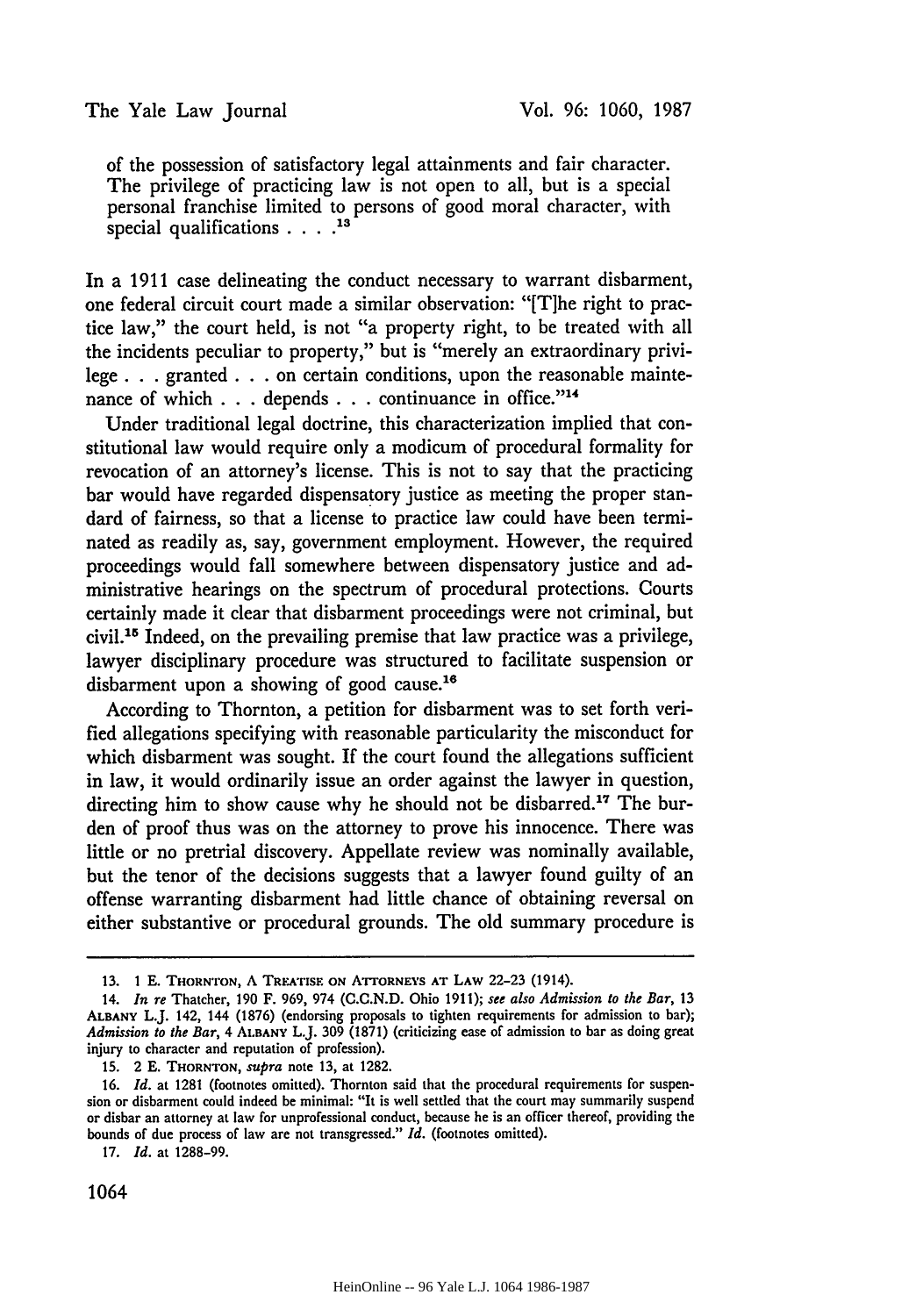> of the possession of satisfactory legal attainments and fair character. The privilege of practicing law is not open to all, but is a special personal franchise limited to persons of good moral character, with special qualifications . . . .[13]

In a 1911 case delineating the conduct necessary to warrant disbarment, one federal circuit court made a similar observation: "[T]he right to practice law," the court held, is not "a property right, to be treated with all the incidents peculiar to property," but is "merely an extraordinary privilege . . . granted . . . on certain conditions, upon the reasonable maintenance of which . . . depends . . . continuance in office."[14]

Under traditional legal doctrine, this characterization implied that constitutional law would require only a modicum of procedural formality for revocation of an attorney's license. This is not to say that the practicing bar would have regarded dispensatory justice as meeting the proper standard of fairness, so that a license to practice law could have been terminated as readily as, say, government employment. However, the required proceedings would fall somewhere between dispensatory justice and administrative hearings on the spectrum of procedural protections. Courts certainly made it clear that disbarment proceedings were not criminal, but civil.[15] Indeed, on the prevailing premise that law practice was a privilege, lawyer disciplinary procedure was structured to facilitate suspension or disbarment upon a showing of good cause.[16]

According to Thornton, a petition for disbarment was to set forth verified allegations specifying with reasonable particularity the misconduct for which disbarment was sought. If the court found the allegations sufficient in law, it would ordinarily issue an order against the lawyer in question, directing him to show cause why he should not be disbarred.[17] The burden of proof thus was on the attorney to prove his innocence. There was little or no pretrial discovery. Appellate review was nominally available, but the tenor of the decisions suggests that a lawyer found guilty of an offense warranting disbarment had little chance of obtaining reversal on either substantive or procedural grounds. The old summary procedure is

---

13. 1 E. THORNTON, A TREATISE ON ATTORNEYS AT LAW 22-23 (1914).

14. *In re* Thatcher, 190 F. 969, 974 (C.C.N.D. Ohio 1911); *see also Admission to the Bar*, 13 ALBANY L.J. 142, 144 (1876) (endorsing proposals to tighten requirements for admission to bar); *Admission to the Bar*, 4 ALBANY L.J. 309 (1871) (criticizing ease of admission to bar as doing great injury to character and reputation of profession).

15. 2 E. THORNTON, *supra* note 13, at 1282.

16. *Id.* at 1281 (footnotes omitted). Thornton said that the procedural requirements for suspension or disbarment could indeed be minimal: "It is well settled that the court may summarily suspend or disbar an attorney at law for unprofessional conduct, because he is an officer thereof, providing the bounds of due process of law are not transgressed." *Id.* (footnotes omitted).

17. *Id.* at 1288-99.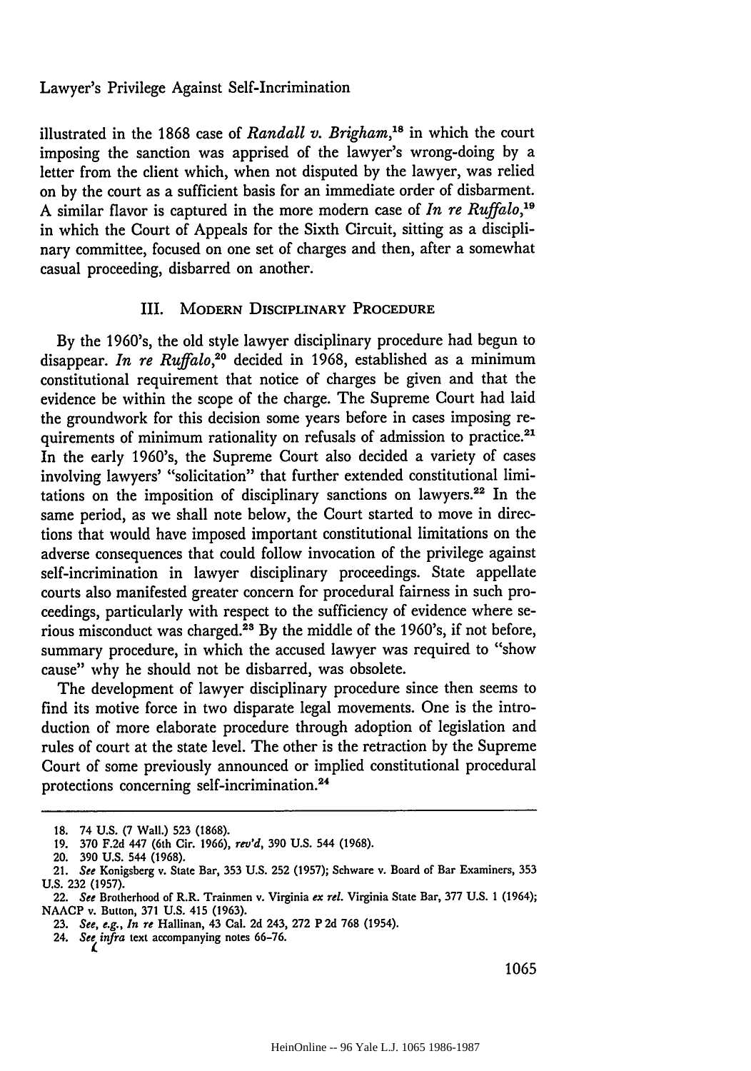illustrated in the 1868 case of *Randall v. Brigham*,[18] in which the court imposing the sanction was apprised of the lawyer's wrong-doing by a letter from the client which, when not disputed by the lawyer, was relied on by the court as a sufficient basis for an immediate order of disbarment. A similar flavor is captured in the more modern case of *In re Ruffalo*,[19] in which the Court of Appeals for the Sixth Circuit, sitting as a disciplinary committee, focused on one set of charges and then, after a somewhat casual proceeding, disbarred on another.

## III. Modern Disciplinary Procedure

By the 1960's, the old style lawyer disciplinary procedure had begun to disappear. *In re Ruffalo*,[20] decided in 1968, established as a minimum constitutional requirement that notice of charges be given and that the evidence be within the scope of the charge. The Supreme Court had laid the groundwork for this decision some years before in cases imposing requirements of minimum rationality on refusals of admission to practice.[21] In the early 1960's, the Supreme Court also decided a variety of cases involving lawyers' "solicitation" that further extended constitutional limitations on the imposition of disciplinary sanctions on lawyers.[22] In the same period, as we shall note below, the Court started to move in directions that would have imposed important constitutional limitations on the adverse consequences that could follow invocation of the privilege against self-incrimination in lawyer disciplinary proceedings. State appellate courts also manifested greater concern for procedural fairness in such proceedings, particularly with respect to the sufficiency of evidence where serious misconduct was charged.[23] By the middle of the 1960's, if not before, summary procedure, in which the accused lawyer was required to "show cause" why he should not be disbarred, was obsolete.

The development of lawyer disciplinary procedure since then seems to find its motive force in two disparate legal movements. One is the introduction of more elaborate procedure through adoption of legislation and rules of court at the state level. The other is the retraction by the Supreme Court of some previously announced or implied constitutional procedural protections concerning self-incrimination.[24]

---

18. 74 U.S. (7 Wall.) 523 (1868).

19. 370 F.2d 447 (6th Cir. 1966), *rev'd*, 390 U.S. 544 (1968).

20. 390 U.S. 544 (1968).

21. *See* Konigsberg v. State Bar, 353 U.S. 252 (1957); Schware v. Board of Bar Examiners, 353 U.S. 232 (1957).

22. *See* Brotherhood of R.R. Trainmen v. Virginia *ex rel.* Virginia State Bar, 377 U.S. 1 (1964); NAACP v. Button, 371 U.S. 415 (1963).

23. *See, e.g., In re* Hallinan, 43 Cal. 2d 243, 272 P 2d 768 (1954).

24. *See infra* text accompanying notes 66-76.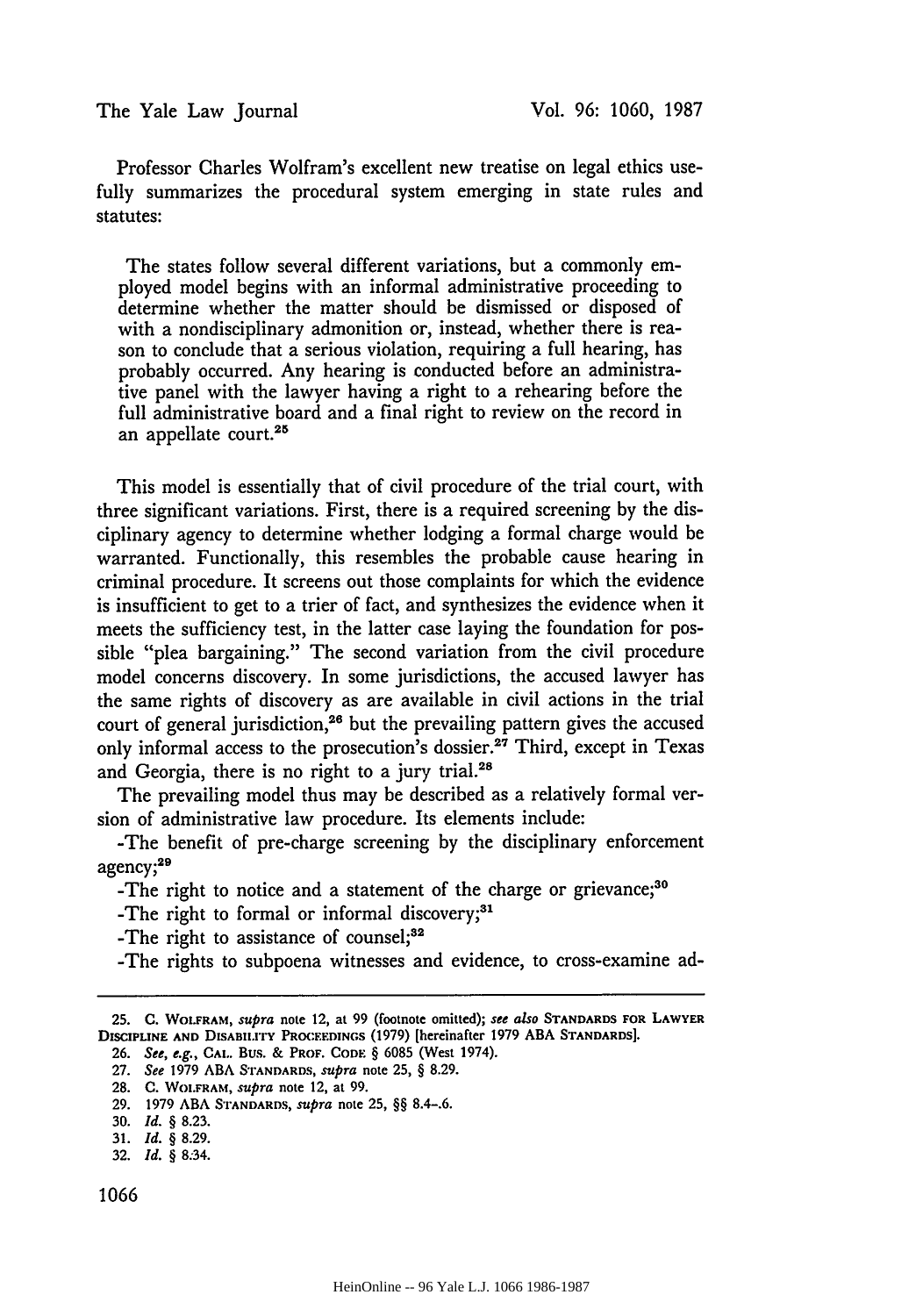Professor Charles Wolfram's excellent new treatise on legal ethics usefully summarizes the procedural system emerging in state rules and statutes:

> The states follow several different variations, but a commonly employed model begins with an informal administrative proceeding to determine whether the matter should be dismissed or disposed of with a nondisciplinary admonition or, instead, whether there is reason to conclude that a serious violation, requiring a full hearing, has probably occurred. Any hearing is conducted before an administrative panel with the lawyer having a right to a rehearing before the full administrative board and a final right to review on the record in an appellate court.[25]

This model is essentially that of civil procedure of the trial court, with three significant variations. First, there is a required screening by the disciplinary agency to determine whether lodging a formal charge would be warranted. Functionally, this resembles the probable cause hearing in criminal procedure. It screens out those complaints for which the evidence is insufficient to get to a trier of fact, and synthesizes the evidence when it meets the sufficiency test, in the latter case laying the foundation for possible "plea bargaining." The second variation from the civil procedure model concerns discovery. In some jurisdictions, the accused lawyer has the same rights of discovery as are available in civil actions in the trial court of general jurisdiction,[26] but the prevailing pattern gives the accused only informal access to the prosecution's dossier.[27] Third, except in Texas and Georgia, there is no right to a jury trial.[28]

The prevailing model thus may be described as a relatively formal version of administrative law procedure. Its elements include:

-The benefit of pre-charge screening by the disciplinary enforcement agency;[29]

-The right to notice and a statement of the charge or grievance;[30]

-The right to formal or informal discovery;[31]

-The right to assistance of counsel;[32]

-The rights to subpoena witnesses and evidence, to cross-examine ad-

---

25. C. WOLFRAM, *supra* note 12, at 99 (footnote omitted); *see also* STANDARDS FOR LAWYER DISCIPLINE AND DISABILITY PROCEEDINGS (1979) [hereinafter 1979 ABA STANDARDS].

26. *See, e.g.*, CAL. BUS. & PROF. CODE § 6085 (West 1974).

27. *See* 1979 ABA STANDARDS, *supra* note 25, § 8.29.

28. C. WOLFRAM, *supra* note 12, at 99.

29. 1979 ABA STANDARDS, *supra* note 25, §§ 8.4-.6.

30. *Id.* § 8.23.

31. *Id.* § 8.29.

32. *Id.* § 8.34.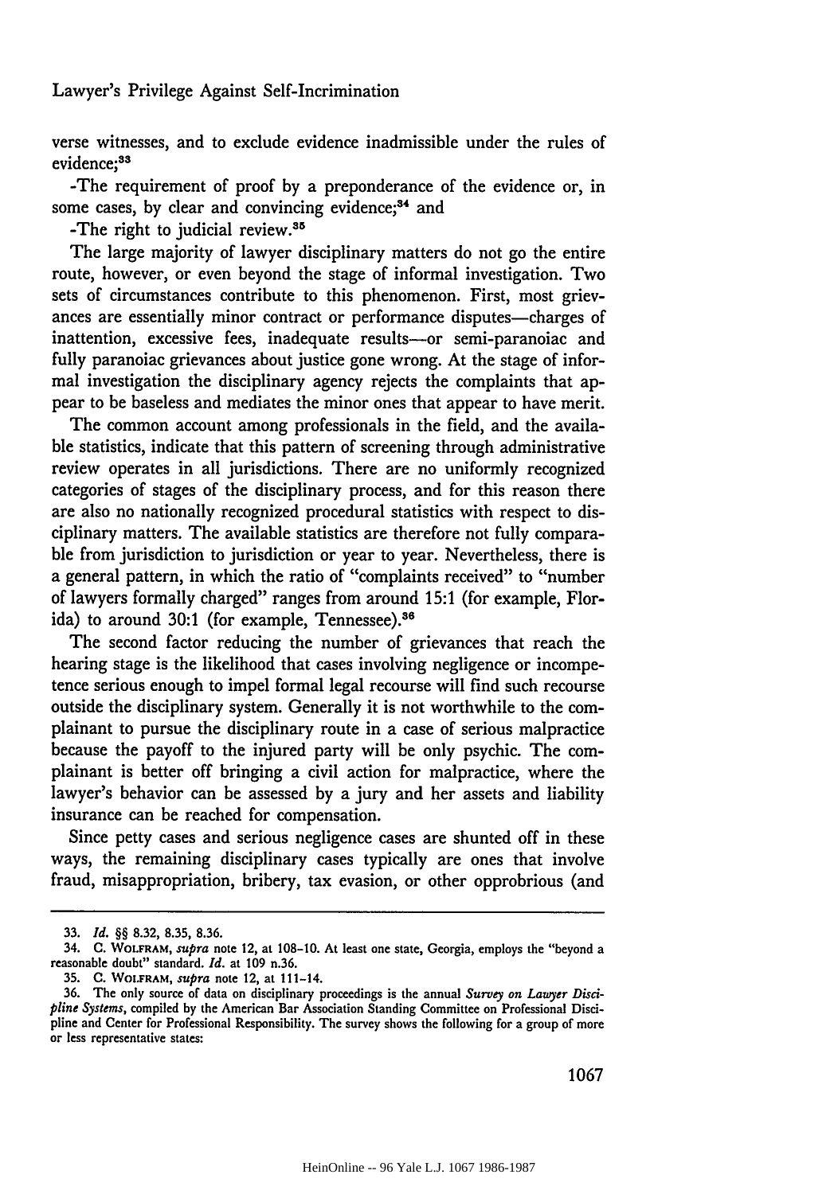verse witnesses, and to exclude evidence inadmissible under the rules of evidence;[33]

-The requirement of proof by a preponderance of the evidence or, in some cases, by clear and convincing evidence;[34] and

-The right to judicial review.[35]

The large majority of lawyer disciplinary matters do not go the entire route, however, or even beyond the stage of informal investigation. Two sets of circumstances contribute to this phenomenon. First, most grievances are essentially minor contract or performance disputes—charges of inattention, excessive fees, inadequate results—or semi-paranoiac and fully paranoiac grievances about justice gone wrong. At the stage of informal investigation the disciplinary agency rejects the complaints that appear to be baseless and mediates the minor ones that appear to have merit.

The common account among professionals in the field, and the available statistics, indicate that this pattern of screening through administrative review operates in all jurisdictions. There are no uniformly recognized categories of stages of the disciplinary process, and for this reason there are also no nationally recognized procedural statistics with respect to disciplinary matters. The available statistics are therefore not fully comparable from jurisdiction to jurisdiction or year to year. Nevertheless, there is a general pattern, in which the ratio of "complaints received" to "number of lawyers formally charged" ranges from around 15:1 (for example, Florida) to around 30:1 (for example, Tennessee).[36]

The second factor reducing the number of grievances that reach the hearing stage is the likelihood that cases involving negligence or incompetence serious enough to impel formal legal recourse will find such recourse outside the disciplinary system. Generally it is not worthwhile to the complainant to pursue the disciplinary route in a case of serious malpractice because the payoff to the injured party will be only psychic. The complainant is better off bringing a civil action for malpractice, where the lawyer's behavior can be assessed by a jury and her assets and liability insurance can be reached for compensation.

Since petty cases and serious negligence cases are shunted off in these ways, the remaining disciplinary cases typically are ones that involve fraud, misappropriation, bribery, tax evasion, or other opprobrious (and

---

33. *Id.* §§ 8.32, 8.35, 8.36.

34. C. WOLFRAM, *supra* note 12, at 108–10. At least one state, Georgia, employs the "beyond a reasonable doubt" standard. *Id.* at 109 n.36.

35. C. WOLFRAM, *supra* note 12, at 111–14.

36. The only source of data on disciplinary proceedings is the annual *Survey on Lawyer Discipline Systems*, compiled by the American Bar Association Standing Committee on Professional Discipline and Center for Professional Responsibility. The survey shows the following for a group of more or less representative states: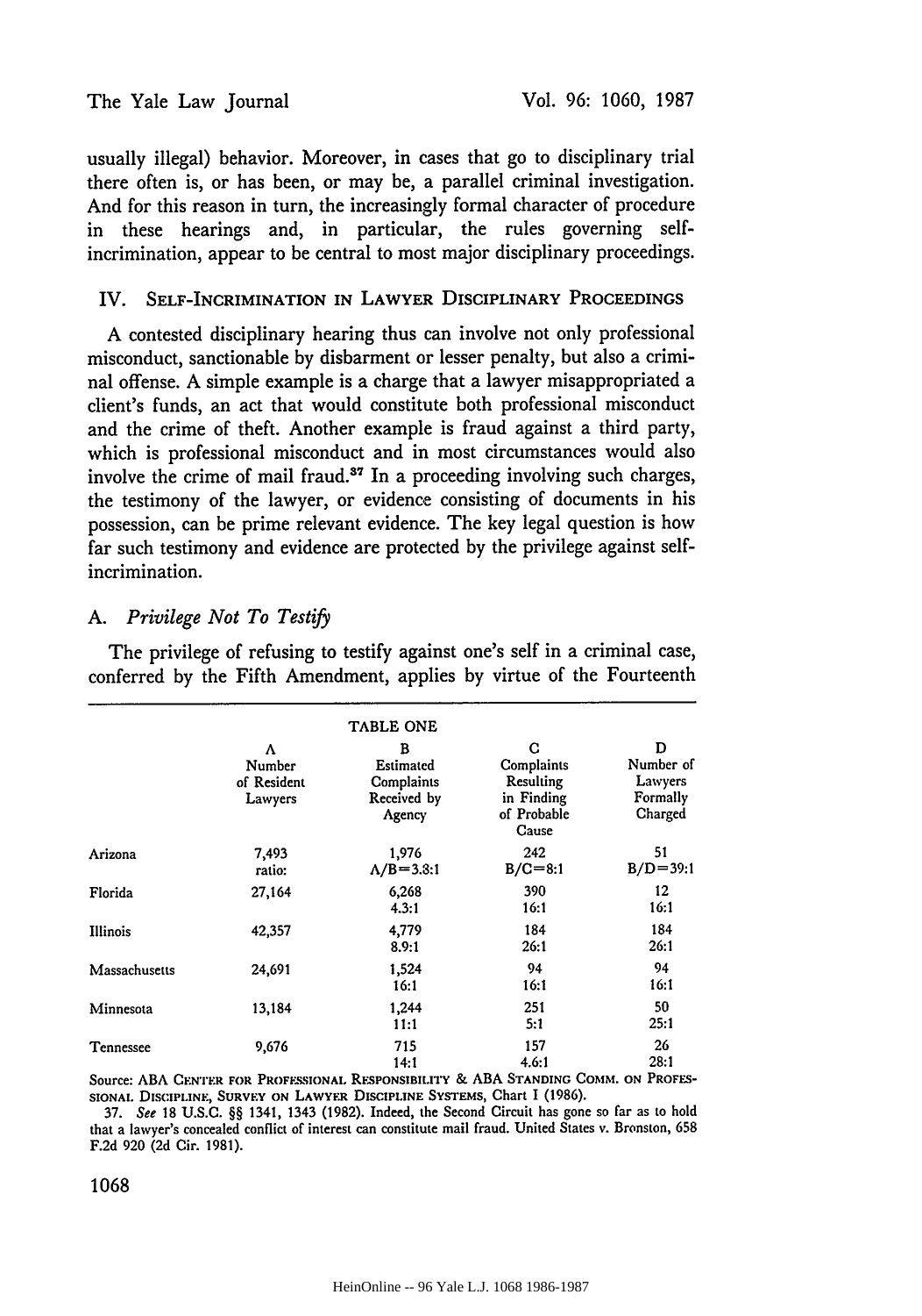usually illegal) behavior. Moreover, in cases that go to disciplinary trial there often is, or has been, or may be, a parallel criminal investigation. And for this reason in turn, the increasingly formal character of procedure in these hearings and, in particular, the rules governing self-incrimination, appear to be central to most major disciplinary proceedings.

## IV. Self-Incrimination in Lawyer Disciplinary Proceedings

A contested disciplinary hearing thus can involve not only professional misconduct, sanctionable by disbarment or lesser penalty, but also a criminal offense. A simple example is a charge that a lawyer misappropriated a client's funds, an act that would constitute both professional misconduct and the crime of theft. Another example is fraud against a third party, which is professional misconduct and in most circumstances would also involve the crime of mail fraud.[37] In a proceeding involving such charges, the testimony of the lawyer, or evidence consisting of documents in his possession, can be prime relevant evidence. The key legal question is how far such testimony and evidence are protected by the privilege against self-incrimination.

### A. *Privilege Not To Testify*

The privilege of refusing to testify against one's self in a criminal case, conferred by the Fifth Amendment, applies by virtue of the Fourteenth

TABLE ONE

| | A Number of Resident Lawyers | B Estimated Complaints Received by Agency | C Complaints Resulting in Finding of Probable Cause | D Number of Lawyers Formally Charged |
|---|---|---|---|---|
| Arizona | 7,493 | 1,976 | 242 | 51 |
| | ratio: | A/B=3.8:1 | B/C=8:1 | B/D=39:1 |
| Florida | 27,164 | 6,268 | 390 | 12 |
| | | 4.3:1 | 16:1 | 16:1 |
| Illinois | 42,357 | 4,779 | 184 | 184 |
| | | 8.9:1 | 26:1 | 26:1 |
| Massachusetts | 24,691 | 1,524 | 94 | 94 |
| | | 16:1 | 16:1 | 16:1 |
| Minnesota | 13,184 | 1,244 | 251 | 50 |
| | | 11:1 | 5:1 | 25:1 |
| Tennessee | 9,676 | 715 | 157 | 26 |
| | | 14:1 | 4.6:1 | 28:1 |

Source: ABA Center for Professional Responsibility & ABA Standing Comm. on Professional Discipline, Survey on Lawyer Discipline Systems, Chart I (1986).

37. *See* 18 U.S.C. §§ 1341, 1343 (1982). Indeed, the Second Circuit has gone so far as to hold that a lawyer's concealed conflict of interest can constitute mail fraud. United States v. Bronston, 658 F.2d 920 (2d Cir. 1981).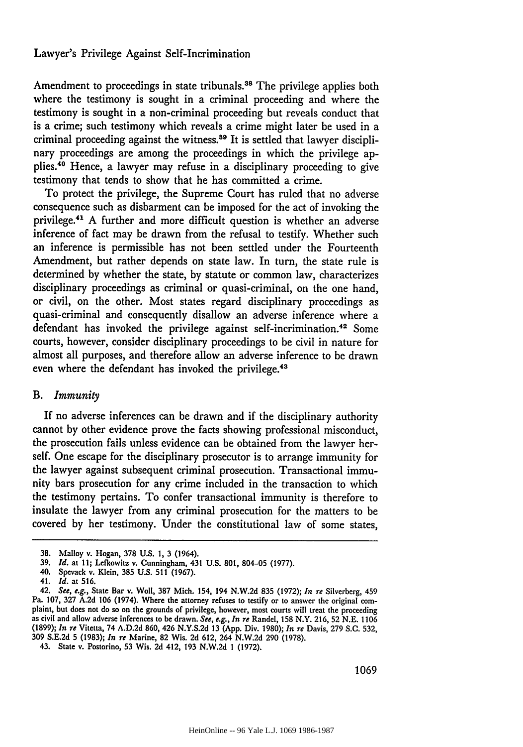Amendment to proceedings in state tribunals.[38] The privilege applies both where the testimony is sought in a criminal proceeding and where the testimony is sought in a non-criminal proceeding but reveals conduct that is a crime; such testimony which reveals a crime might later be used in a criminal proceeding against the witness.[39] It is settled that lawyer disciplinary proceedings are among the proceedings in which the privilege applies.[40] Hence, a lawyer may refuse in a disciplinary proceeding to give testimony that tends to show that he has committed a crime.

To protect the privilege, the Supreme Court has ruled that no adverse consequence such as disbarment can be imposed for the act of invoking the privilege.[41] A further and more difficult question is whether an adverse inference of fact may be drawn from the refusal to testify. Whether such an inference is permissible has not been settled under the Fourteenth Amendment, but rather depends on state law. In turn, the state rule is determined by whether the state, by statute or common law, characterizes disciplinary proceedings as criminal or quasi-criminal, on the one hand, or civil, on the other. Most states regard disciplinary proceedings as quasi-criminal and consequently disallow an adverse inference where a defendant has invoked the privilege against self-incrimination.[42] Some courts, however, consider disciplinary proceedings to be civil in nature for almost all purposes, and therefore allow an adverse inference to be drawn even where the defendant has invoked the privilege.[43]

### B. *Immunity*

If no adverse inferences can be drawn and if the disciplinary authority cannot by other evidence prove the facts showing professional misconduct, the prosecution fails unless evidence can be obtained from the lawyer herself. One escape for the disciplinary prosecutor is to arrange immunity for the lawyer against subsequent criminal prosecution. Transactional immunity bars prosecution for any crime included in the transaction to which the testimony pertains. To confer transactional immunity is therefore to insulate the lawyer from any criminal prosecution for the matters to be covered by her testimony. Under the constitutional law of some states,

---

38. Malloy v. Hogan, 378 U.S. 1, 3 (1964).

39. *Id.* at 11; Lefkowitz v. Cunningham, 431 U.S. 801, 804-05 (1977).

40. Spevack v. Klein, 385 U.S. 511 (1967).

41. *Id.* at 516.

42. *See, e.g.*, State Bar v. Woll, 387 Mich. 154, 194 N.W.2d 835 (1972); *In re* Silverberg, 459 Pa. 107, 327 A.2d 106 (1974). Where the attorney refuses to testify or to answer the original complaint, but does not do so on the grounds of privilege, however, most courts will treat the proceeding as civil and allow adverse inferences to be drawn. *See, e.g.*, *In re* Randel, 158 N.Y. 216, 52 N.E. 1106 (1899); *In re* Vitetta, 74 A.D.2d 860, 426 N.Y.S.2d 13 (App. Div. 1980); *In re* Davis, 279 S.C. 532, 309 S.E.2d 5 (1983); *In re* Marine, 82 Wis. 2d 612, 264 N.W.2d 290 (1978).

43. State v. Postorino, 53 Wis. 2d 412, 193 N.W.2d 1 (1972).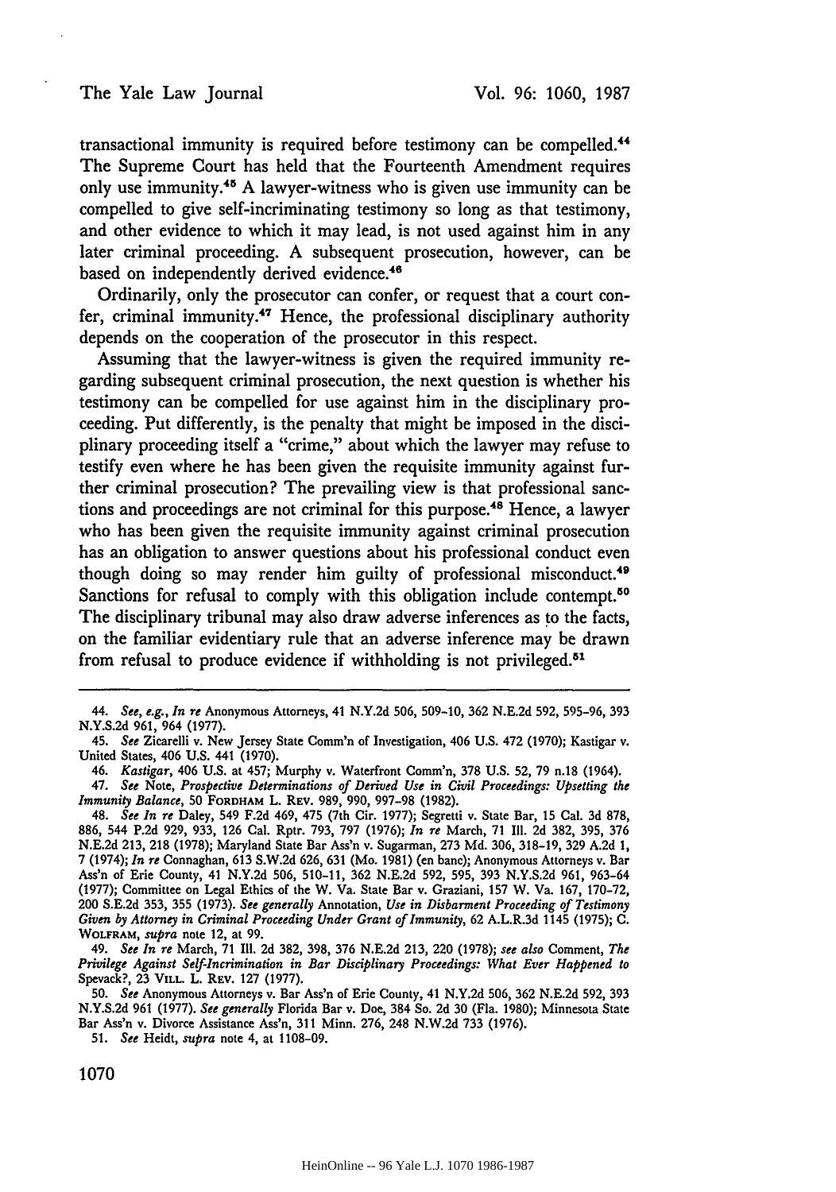transactional immunity is required before testimony can be compelled.[44] The Supreme Court has held that the Fourteenth Amendment requires only use immunity.[45] A lawyer-witness who is given use immunity can be compelled to give self-incriminating testimony so long as that testimony, and other evidence to which it may lead, is not used against him in any later criminal proceeding. A subsequent prosecution, however, can be based on independently derived evidence.[46]

Ordinarily, only the prosecutor can confer, or request that a court confer, criminal immunity.[47] Hence, the professional disciplinary authority depends on the cooperation of the prosecutor in this respect.

Assuming that the lawyer-witness is given the required immunity regarding subsequent criminal prosecution, the next question is whether his testimony can be compelled for use against him in the disciplinary proceeding. Put differently, is the penalty that might be imposed in the disciplinary proceeding itself a "crime," about which the lawyer may refuse to testify even where he has been given the requisite immunity against further criminal prosecution? The prevailing view is that professional sanctions and proceedings are not criminal for this purpose.[48] Hence, a lawyer who has been given the requisite immunity against criminal prosecution has an obligation to answer questions about his professional conduct even though doing so may render him guilty of professional misconduct.[49] Sanctions for refusal to comply with this obligation include contempt.[50] The disciplinary tribunal may also draw adverse inferences as to the facts, on the familiar evidentiary rule that an adverse inference may be drawn from refusal to produce evidence if withholding is not privileged.[51]

---

44. *See, e.g., In re* Anonymous Attorneys, 41 N.Y.2d 506, 509-10, 362 N.E.2d 592, 595-96, 393 N.Y.S.2d 961, 964 (1977).

45. *See* Zicarelli v. New Jersey State Comm'n of Investigation, 406 U.S. 472 (1970); Kastigar v. United States, 406 U.S. 441 (1970).

46. *Kastigar*, 406 U.S. at 457; Murphy v. Waterfront Comm'n, 378 U.S. 52, 79 n.18 (1964).

47. *See* Note, *Prospective Determinations of Derived Use in Civil Proceedings: Upsetting the Immunity Balance*, 50 FORDHAM L. REV. 989, 990, 997-98 (1982).

48. *See In re* Daley, 549 F.2d 469, 475 (7th Cir. 1977); Segretti v. State Bar, 15 Cal. 3d 878, 886, 544 P.2d 929, 933, 126 Cal. Rptr. 793, 797 (1976); *In re* March, 71 Ill. 2d 382, 395, 376 N.E.2d 213, 218 (1978); Maryland State Bar Ass'n v. Sugarman, 273 Md. 306, 318-19, 329 A.2d 1, 7 (1974); *In re* Connaghan, 613 S.W.2d 626, 631 (Mo. 1981) (en banc); Anonymous Attorneys v. Bar Ass'n of Erie County, 41 N.Y.2d 506, 510-11, 362 N.E.2d 592, 595, 393 N.Y.S.2d 961, 963-64 (1977); Committee on Legal Ethics of the W. Va. State Bar v. Graziani, 157 W. Va. 167, 170-72, 200 S.E.2d 353, 355 (1973). *See generally* Annotation, *Use in Disbarment Proceeding of Testimony Given by Attorney in Criminal Proceeding Under Grant of Immunity*, 62 A.L.R.3d 1145 (1975); C. WOLFRAM, *supra* note 12, at 99.

49. *See In re* March, 71 Ill. 2d 382, 398, 376 N.E.2d 213, 220 (1978); *see also* Comment, *The Privilege Against Self-Incrimination in Bar Disciplinary Proceedings: What Ever Happened to* Spevack?, 23 VILL. L. REV. 127 (1977).

50. *See* Anonymous Attorneys v. Bar Ass'n of Erie County, 41 N.Y.2d 506, 362 N.E.2d 592, 393 N.Y.S.2d 961 (1977). *See generally* Florida Bar v. Doe, 384 So. 2d 30 (Fla. 1980); Minnesota State Bar Ass'n v. Divorce Assistance Ass'n, 311 Minn. 276, 248 N.W.2d 733 (1976).

51. *See* Heidt, *supra* note 4, at 1108-09.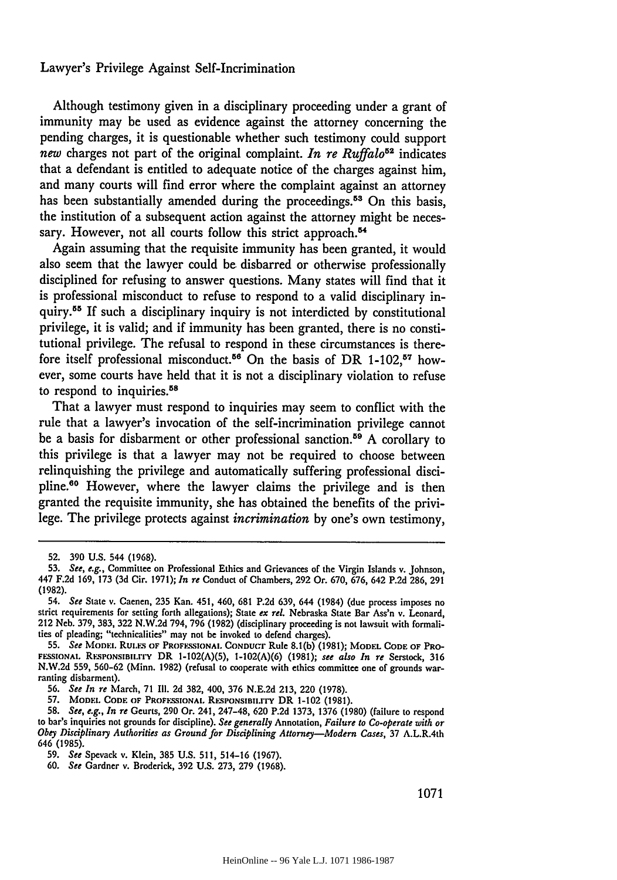Although testimony given in a disciplinary proceeding under a grant of immunity may be used as evidence against the attorney concerning the pending charges, it is questionable whether such testimony could support *new* charges not part of the original complaint. *In re Ruffalo*[52] indicates that a defendant is entitled to adequate notice of the charges against him, and many courts will find error where the complaint against an attorney has been substantially amended during the proceedings.[53] On this basis, the institution of a subsequent action against the attorney might be necessary. However, not all courts follow this strict approach.[54]

Again assuming that the requisite immunity has been granted, it would also seem that the lawyer could be disbarred or otherwise professionally disciplined for refusing to answer questions. Many states will find that it is professional misconduct to refuse to respond to a valid disciplinary inquiry.[55] If such a disciplinary inquiry is not interdicted by constitutional privilege, it is valid; and if immunity has been granted, there is no constitutional privilege. The refusal to respond in these circumstances is therefore itself professional misconduct.[56] On the basis of DR 1-102,[57] however, some courts have held that it is not a disciplinary violation to refuse to respond to inquiries.[58]

That a lawyer must respond to inquiries may seem to conflict with the rule that a lawyer's invocation of the self-incrimination privilege cannot be a basis for disbarment or other professional sanction.[59] A corollary to this privilege is that a lawyer may not be required to choose between relinquishing the privilege and automatically suffering professional discipline.[60] However, where the lawyer claims the privilege and is then granted the requisite immunity, she has obtained the benefits of the privilege. The privilege protects against *incrimination* by one's own testimony,

---

52. 390 U.S. 544 (1968).

53. *See, e.g.*, Committee on Professional Ethics and Grievances of the Virgin Islands v. Johnson, 447 F.2d 169, 173 (3d Cir. 1971); *In re* Conduct of Chambers, 292 Or. 670, 676, 642 P.2d 286, 291 (1982).

54. *See* State v. Caenen, 235 Kan. 451, 460, 681 P.2d 639, 644 (1984) (due process imposes no strict requirements for setting forth allegations); State *ex rel.* Nebraska State Bar Ass'n v. Leonard, 212 Neb. 379, 383, 322 N.W.2d 794, 796 (1982) (disciplinary proceeding is not lawsuit with formalities of pleading; "technicalities" may not be invoked to defend charges).

55. *See* MODEL RULES OF PROFESSIONAL CONDUCT Rule 8.1(b) (1981); MODEL CODE OF PROFESSIONAL RESPONSIBILITY DR 1-102(A)(5), 1-102(A)(6) (1981); *see also In re* Serstock, 316 N.W.2d 559, 560-62 (Minn. 1982) (refusal to cooperate with ethics committee one of grounds warranting disbarment).

56. *See In re* March, 71 Ill. 2d 382, 400, 376 N.E.2d 213, 220 (1978).

57. MODEL CODE OF PROFESSIONAL RESPONSIBILITY DR 1-102 (1981).

58. *See, e.g., In re* Geurts, 290 Or. 241, 247-48, 620 P.2d 1373, 1376 (1980) (failure to respond to bar's inquiries not grounds for discipline). *See generally* Annotation, *Failure to Co-operate with or Obey Disciplinary Authorities as Ground for Disciplining Attorney—Modern Cases*, 37 A.L.R.4th 646 (1985).

59. *See* Spevack v. Klein, 385 U.S. 511, 514-16 (1967).

60. *See* Gardner v. Broderick, 392 U.S. 273, 279 (1968).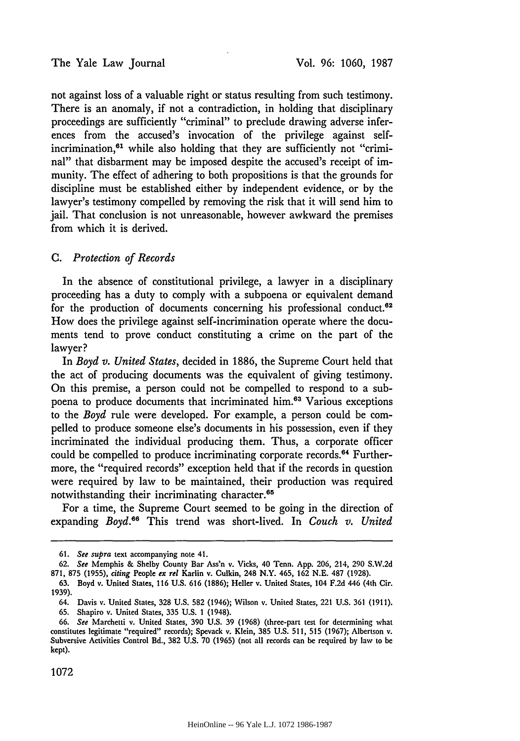not against loss of a valuable right or status resulting from such testimony. There is an anomaly, if not a contradiction, in holding that disciplinary proceedings are sufficiently "criminal" to preclude drawing adverse inferences from the accused's invocation of the privilege against self-incrimination,[61] while also holding that they are sufficiently not "criminal" that disbarment may be imposed despite the accused's receipt of immunity. The effect of adhering to both propositions is that the grounds for discipline must be established either by independent evidence, or by the lawyer's testimony compelled by removing the risk that it will send him to jail. That conclusion is not unreasonable, however awkward the premises from which it is derived.

### C. *Protection of Records*

In the absence of constitutional privilege, a lawyer in a disciplinary proceeding has a duty to comply with a subpoena or equivalent demand for the production of documents concerning his professional conduct.[62] How does the privilege against self-incrimination operate where the documents tend to prove conduct constituting a crime on the part of the lawyer?

In *Boyd v. United States*, decided in 1886, the Supreme Court held that the act of producing documents was the equivalent of giving testimony. On this premise, a person could not be compelled to respond to a subpoena to produce documents that incriminated him.[63] Various exceptions to the *Boyd* rule were developed. For example, a person could be compelled to produce someone else's documents in his possession, even if they incriminated the individual producing them. Thus, a corporate officer could be compelled to produce incriminating corporate records.[64] Furthermore, the "required records" exception held that if the records in question were required by law to be maintained, their production was required notwithstanding their incriminating character.[65]

For a time, the Supreme Court seemed to be going in the direction of expanding *Boyd*.[66] This trend was short-lived. In *Couch v. United*

---

61. *See supra* text accompanying note 41.

62. *See* Memphis & Shelby County Bar Ass'n v. Vicks, 40 Tenn. App. 206, 214, 290 S.W.2d 871, 875 (1955), *citing* People *ex rel* Karlin v. Culkin, 248 N.Y. 465, 162 N.E. 487 (1928).

63. Boyd v. United States, 116 U.S. 616 (1886); Heller v. United States, 104 F.2d 446 (4th Cir. 1939).

64. Davis v. United States, 328 U.S. 582 (1946); Wilson v. United States, 221 U.S. 361 (1911).

65. Shapiro v. United States, 335 U.S. 1 (1948).

66. *See* Marchetti v. United States, 390 U.S. 39 (1968) (three-part test for determining what constitutes legitimate "required" records); Spevack v. Klein, 385 U.S. 511, 515 (1967); Albertson v. Subversive Activities Control Bd., 382 U.S. 70 (1965) (not all records can be required by law to be kept).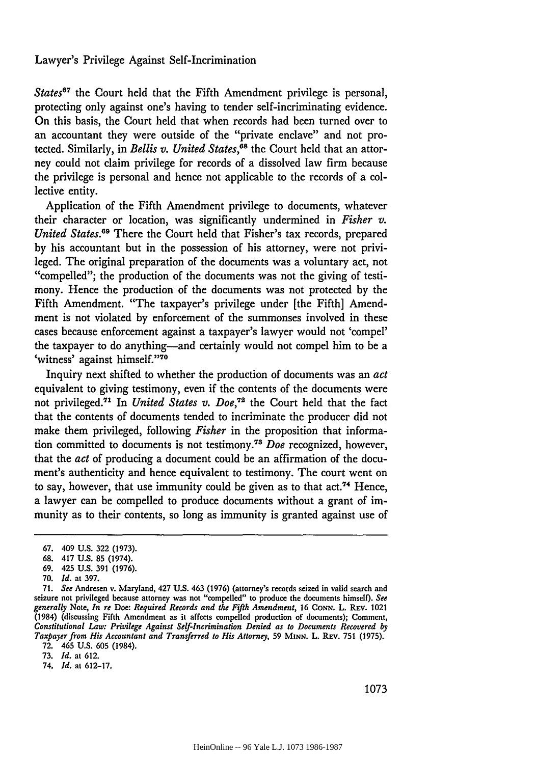*States*[67] the Court held that the Fifth Amendment privilege is personal, protecting only against one's having to tender self-incriminating evidence. On this basis, the Court held that when records had been turned over to an accountant they were outside of the "private enclave" and not protected. Similarly, in *Bellis v. United States*,[68] the Court held that an attorney could not claim privilege for records of a dissolved law firm because the privilege is personal and hence not applicable to the records of a collective entity.

Application of the Fifth Amendment privilege to documents, whatever their character or location, was significantly undermined in *Fisher v. United States*.[69] There the Court held that Fisher's tax records, prepared by his accountant but in the possession of his attorney, were not privileged. The original preparation of the documents was a voluntary act, not "compelled"; the production of the documents was not the giving of testimony. Hence the production of the documents was not protected by the Fifth Amendment. "The taxpayer's privilege under [the Fifth] Amendment is not violated by enforcement of the summonses involved in these cases because enforcement against a taxpayer's lawyer would not 'compel' the taxpayer to do anything—and certainly would not compel him to be a 'witness' against himself."[70]

Inquiry next shifted to whether the production of documents was an *act* equivalent to giving testimony, even if the contents of the documents were not privileged.[71] In *United States v. Doe*,[72] the Court held that the fact that the contents of documents tended to incriminate the producer did not make them privileged, following *Fisher* in the proposition that information committed to documents is not testimony.[73] *Doe* recognized, however, that the *act* of producing a document could be an affirmation of the document's authenticity and hence equivalent to testimony. The court went on to say, however, that use immunity could be given as to that act.[74] Hence, a lawyer can be compelled to produce documents without a grant of immunity as to their contents, so long as immunity is granted against use of

---

67. 409 U.S. 322 (1973).

68. 417 U.S. 85 (1974).

69. 425 U.S. 391 (1976).

70. *Id.* at 397.

71. *See* Andresen v. Maryland, 427 U.S. 463 (1976) (attorney's records seized in valid search and seizure not privileged because attorney was not "compelled" to produce the documents himself). *See generally* Note, *In re* Doe: *Required Records and the Fifth Amendment*, 16 CONN. L. REV. 1021 (1984) (discussing Fifth Amendment as it affects compelled production of documents); Comment, *Constitutional Law: Privilege Against Self-Incrimination Denied as to Documents Recovered by Taxpayer from His Accountant and Transferred to His Attorney*, 59 MINN. L. REV. 751 (1975).

72. 465 U.S. 605 (1984).

73. *Id.* at 612.

74. *Id.* at 612–17.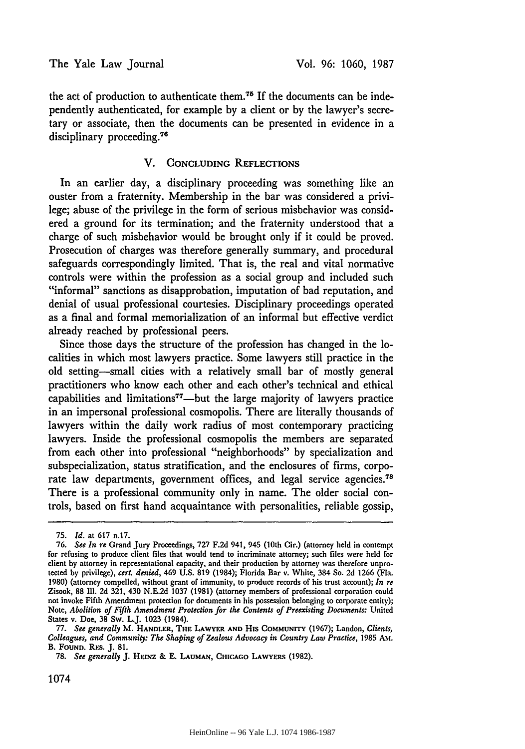the act of production to authenticate them.[75] If the documents can be independently authenticated, for example by a client or by the lawyer's secretary or associate, then the documents can be presented in evidence in a disciplinary proceeding.[76]

## V. Concluding Reflections

In an earlier day, a disciplinary proceeding was something like an ouster from a fraternity. Membership in the bar was considered a privilege; abuse of the privilege in the form of serious misbehavior was considered a ground for its termination; and the fraternity understood that a charge of such misbehavior would be brought only if it could be proved. Prosecution of charges was therefore generally summary, and procedural safeguards correspondingly limited. That is, the real and vital normative controls were within the profession as a social group and included such "informal" sanctions as disapprobation, imputation of bad reputation, and denial of usual professional courtesies. Disciplinary proceedings operated as a final and formal memorialization of an informal but effective verdict already reached by professional peers.

Since those days the structure of the profession has changed in the localities in which most lawyers practice. Some lawyers still practice in the old setting—small cities with a relatively small bar of mostly general practitioners who know each other and each other's technical and ethical capabilities and limitations[77]—but the large majority of lawyers practice in an impersonal professional cosmopolis. There are literally thousands of lawyers within the daily work radius of most contemporary practicing lawyers. Inside the professional cosmopolis the members are separated from each other into professional "neighborhoods" by specialization and subspecialization, status stratification, and the enclosures of firms, corporate law departments, government offices, and legal service agencies.[78] There is a professional community only in name. The older social controls, based on first hand acquaintance with personalities, reliable gossip,

---

75. *Id.* at 617 n.17.

76. *See In re* Grand Jury Proceedings, 727 F.2d 941, 945 (10th Cir.) (attorney held in contempt for refusing to produce client files that would tend to incriminate attorney; such files were held for client by attorney in representational capacity, and their production by attorney was therefore unprotected by privilege), *cert. denied*, 469 U.S. 819 (1984); Florida Bar v. White, 384 So. 2d 1266 (Fla. 1980) (attorney compelled, without grant of immunity, to produce records of his trust account); *In re* Zisook, 88 Ill. 2d 321, 430 N.E.2d 1037 (1981) (attorney members of professional corporation could not invoke Fifth Amendment protection for documents in his possession belonging to corporate entity); Note, *Abolition of Fifth Amendment Protection for the Contents of Preexisting Documents:* United States v. Doe, 38 Sw. L.J. 1023 (1984).

77. *See generally* M. Handler, The Lawyer and His Community (1967); Landon, *Clients, Colleagues, and Community: The Shaping of Zealous Advocacy in Country Law Practice*, 1985 Am. B. Found. Res. J. 81.

78. *See generally* J. Heinz & E. Lauman, Chicago Lawyers (1982).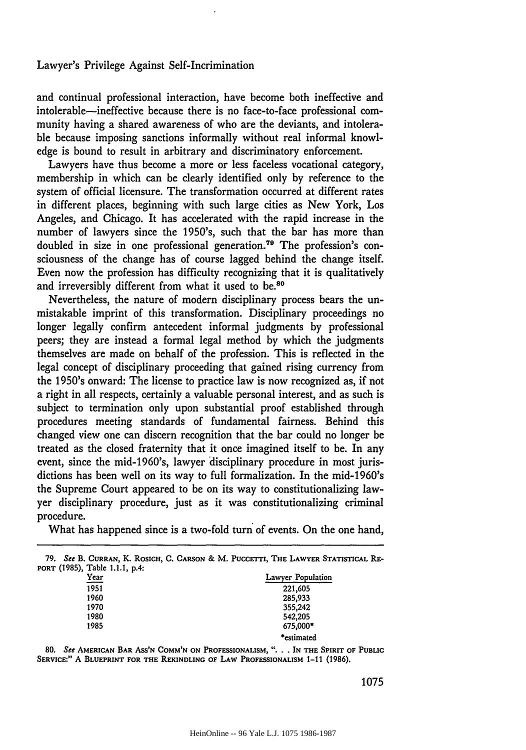and continual professional interaction, have become both ineffective and intolerable—ineffective because there is no face-to-face professional community having a shared awareness of who are the deviants, and intolerable because imposing sanctions informally without real informal knowledge is bound to result in arbitrary and discriminatory enforcement.

Lawyers have thus become a more or less faceless vocational category, membership in which can be clearly identified only by reference to the system of official licensure. The transformation occurred at different rates in different places, beginning with such large cities as New York, Los Angeles, and Chicago. It has accelerated with the rapid increase in the number of lawyers since the 1950's, such that the bar has more than doubled in size in one professional generation.[79] The profession's consciousness of the change has of course lagged behind the change itself. Even now the profession has difficulty recognizing that it is qualitatively and irreversibly different from what it used to be.[80]

Nevertheless, the nature of modern disciplinary process bears the unmistakable imprint of this transformation. Disciplinary proceedings no longer legally confirm antecedent informal judgments by professional peers; they are instead a formal legal method by which the judgments themselves are made on behalf of the profession. This is reflected in the legal concept of disciplinary proceeding that gained rising currency from the 1950's onward: The license to practice law is now recognized as, if not a right in all respects, certainly a valuable personal interest, and as such is subject to termination only upon substantial proof established through procedures meeting standards of fundamental fairness. Behind this changed view one can discern recognition that the bar could no longer be treated as the closed fraternity that it once imagined itself to be. In any event, since the mid-1960's, lawyer disciplinary procedure in most jurisdictions has been well on its way to full formalization. In the mid-1960's the Supreme Court appeared to be on its way to constitutionalizing lawyer disciplinary procedure, just as it was constitutionalizing criminal procedure.

What has happened since is a two-fold turn of events. On the one hand,

---

79. *See* B. CURRAN, K. ROSICH, C. CARSON & M. PUCCETTI, THE LAWYER STATISTICAL REPORT (1985), Table 1.1.1, p.4:

| Year | Lawyer Population |
|---|---|
| 1951 | 221,605 |
| 1960 | 285,933 |
| 1970 | 355,242 |
| 1980 | 542,205 |
| 1985 | 675,000* |

*estimated

80. *See* AMERICAN BAR ASS'N COMM'N ON PROFESSIONALISM, ". . . IN THE SPIRIT OF PUBLIC SERVICE:" A BLUEPRINT FOR THE REKINDLING OF LAW PROFESSIONALISM 1-11 (1986).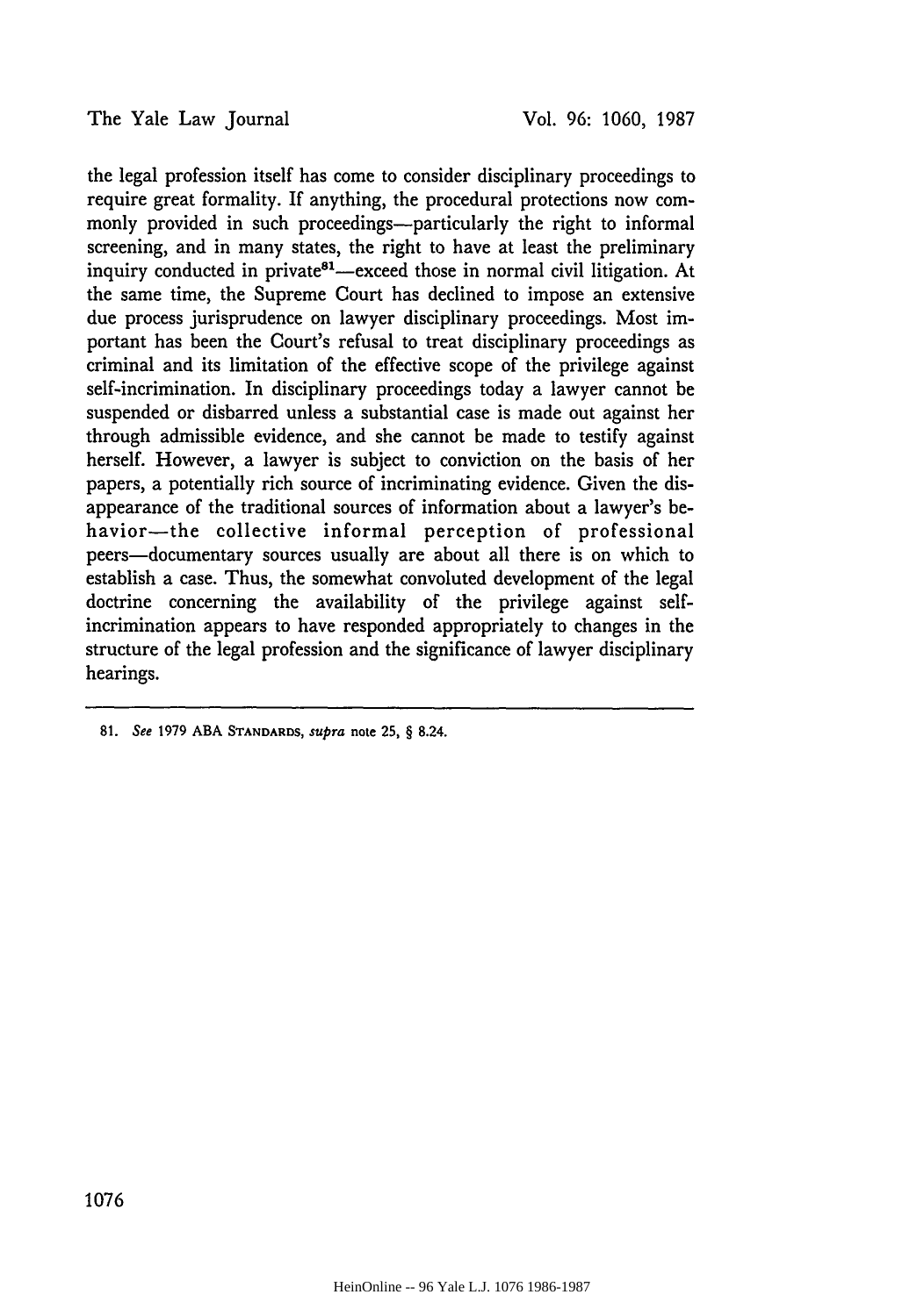the legal profession itself has come to consider disciplinary proceedings to require great formality. If anything, the procedural protections now commonly provided in such proceedings—particularly the right to informal screening, and in many states, the right to have at least the preliminary inquiry conducted in private[81]—exceed those in normal civil litigation. At the same time, the Supreme Court has declined to impose an extensive due process jurisprudence on lawyer disciplinary proceedings. Most important has been the Court's refusal to treat disciplinary proceedings as criminal and its limitation of the effective scope of the privilege against self-incrimination. In disciplinary proceedings today a lawyer cannot be suspended or disbarred unless a substantial case is made out against her through admissible evidence, and she cannot be made to testify against herself. However, a lawyer is subject to conviction on the basis of her papers, a potentially rich source of incriminating evidence. Given the disappearance of the traditional sources of information about a lawyer's behavior—the collective informal perception of professional peers—documentary sources usually are about all there is on which to establish a case. Thus, the somewhat convoluted development of the legal doctrine concerning the availability of the privilege against self-incrimination appears to have responded appropriately to changes in the structure of the legal profession and the significance of lawyer disciplinary hearings.

---

81. *See* 1979 ABA STANDARDS, *supra* note 25, § 8.24.